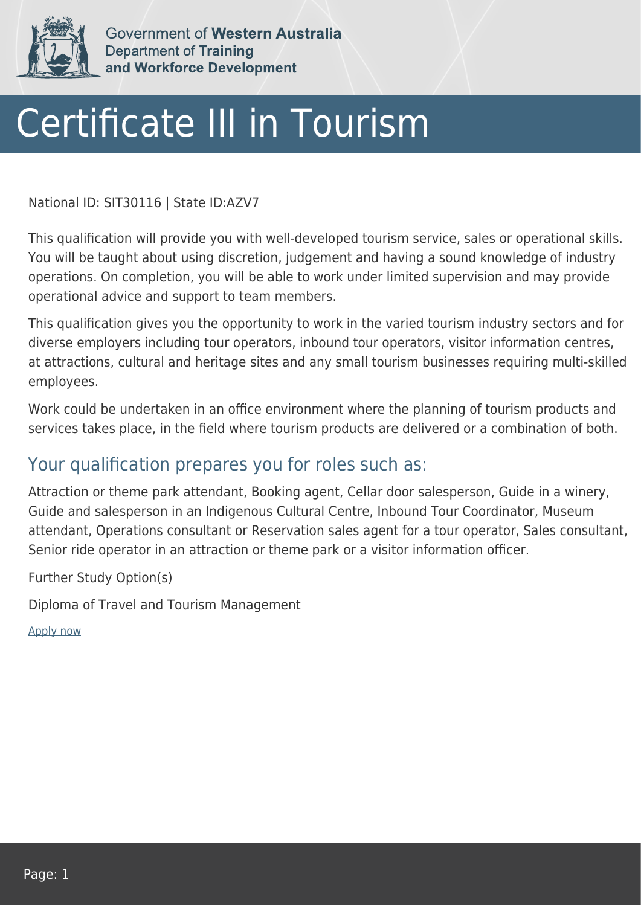Government of **Western Australia**
Department of **Training and Workforce Development**

# Certificate III in Tourism

National ID: SIT30116 | State ID:AZV7

This qualification will provide you with well-developed tourism service, sales or operational skills. You will be taught about using discretion, judgement and having a sound knowledge of industry operations. On completion, you will be able to work under limited supervision and may provide operational advice and support to team members.

This qualification gives you the opportunity to work in the varied tourism industry sectors and for diverse employers including tour operators, inbound tour operators, visitor information centres, at attractions, cultural and heritage sites and any small tourism businesses requiring multi-skilled employees.

Work could be undertaken in an office environment where the planning of tourism products and services takes place, in the field where tourism products are delivered or a combination of both.

## Your qualification prepares you for roles such as:

Attraction or theme park attendant, Booking agent, Cellar door salesperson, Guide in a winery, Guide and salesperson in an Indigenous Cultural Centre, Inbound Tour Coordinator, Museum attendant, Operations consultant or Reservation sales agent for a tour operator, Sales consultant, Senior ride operator in an attraction or theme park or a visitor information officer.

Further Study Option(s)

Diploma of Travel and Tourism Management

Apply now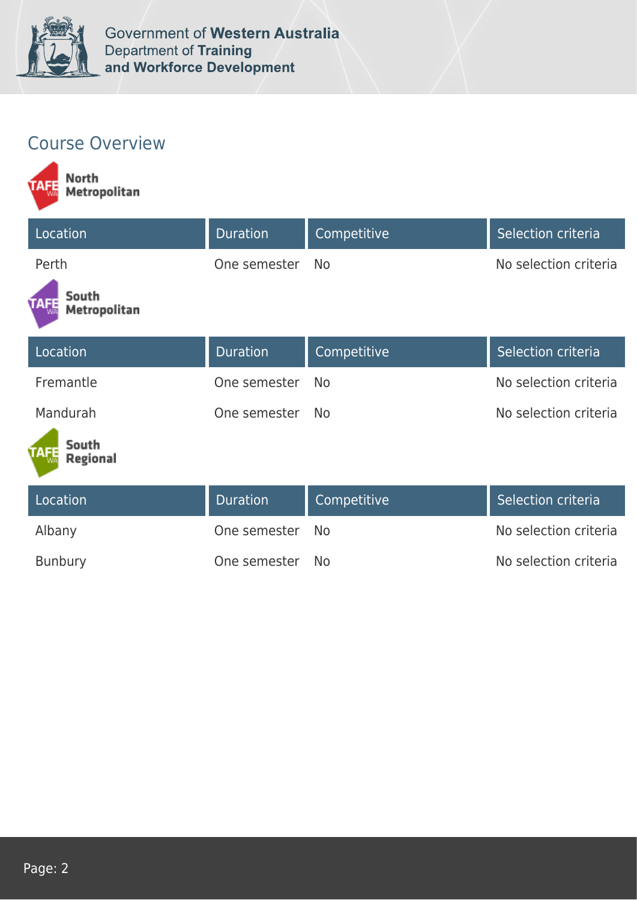## Course Overview

North Metropolitan

| Location | Duration | Competitive | Selection criteria |
| --- | --- | --- | --- |
| Perth | One semester | No | No selection criteria |

South Metropolitan

| Location | Duration | Competitive | Selection criteria |
| --- | --- | --- | --- |
| Fremantle | One semester | No | No selection criteria |
| Mandurah | One semester | No | No selection criteria |

South Regional

| Location | Duration | Competitive | Selection criteria |
| --- | --- | --- | --- |
| Albany | One semester | No | No selection criteria |
| Bunbury | One semester | No | No selection criteria |